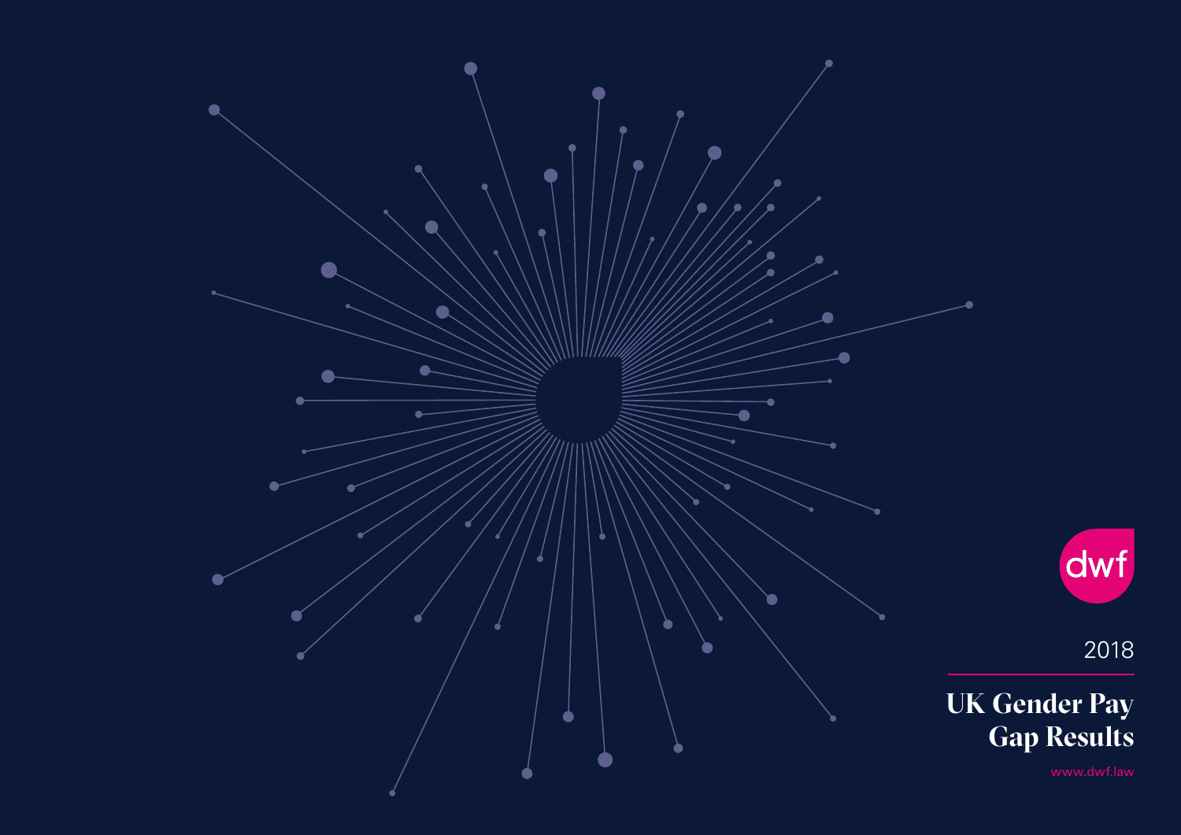dwf

2018

# UK Gender Pay Gap Results

www.dwf.law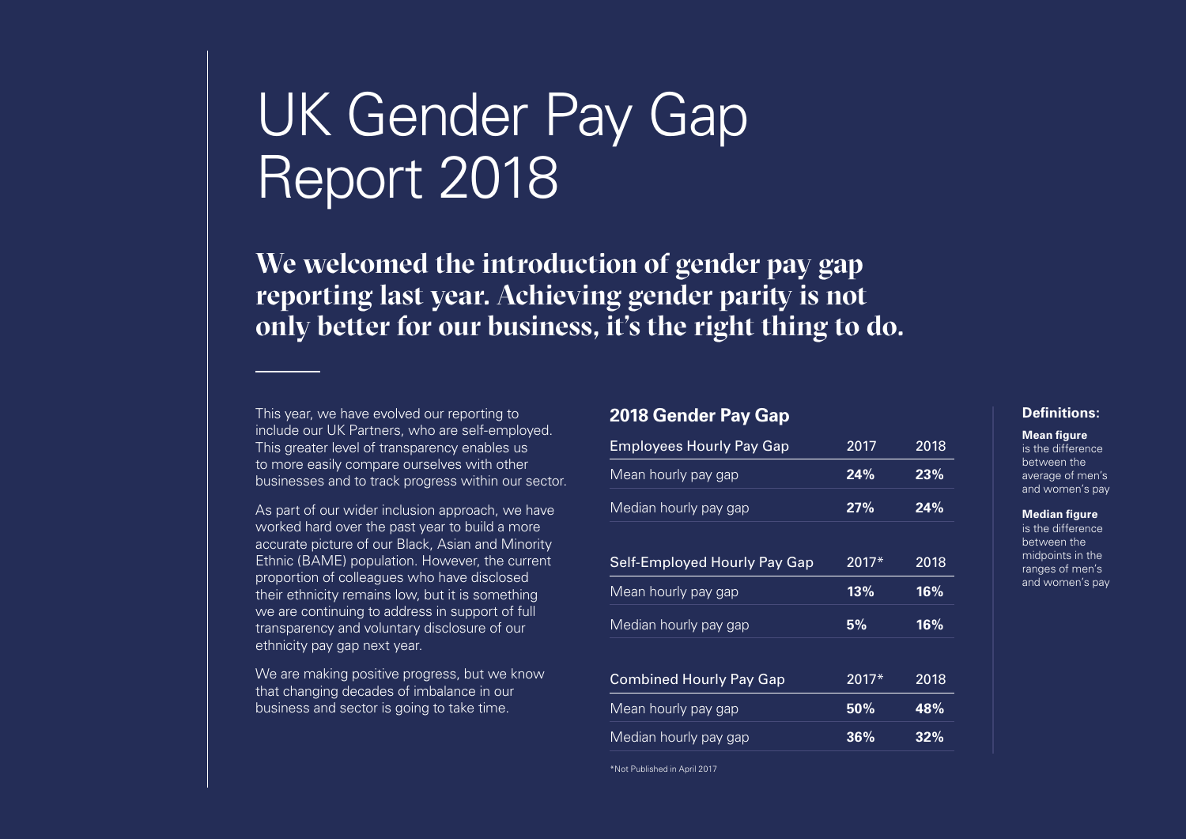# UK Gender Pay Gap Report 2018

## We welcomed the introduction of gender pay gap reporting last year. Achieving gender parity is not only better for our business, it's the right thing to do.

This year, we have evolved our reporting to include our UK Partners, who are self-employed. This greater level of transparency enables us to more easily compare ourselves with other businesses and to track progress within our sector.

As part of our wider inclusion approach, we have worked hard over the past year to build a more accurate picture of our Black, Asian and Minority Ethnic (BAME) population. However, the current proportion of colleagues who have disclosed their ethnicity remains low, but it is something we are continuing to address in support of full transparency and voluntary disclosure of our ethnicity pay gap next year.

We are making positive progress, but we know that changing decades of imbalance in our business and sector is going to take time.

### 2018 Gender Pay Gap

| Employees Hourly Pay Gap | 2017 | 2018 |
|---|---|---|
| Mean hourly pay gap | **24%** | **23%** |
| Median hourly pay gap | **27%** | **24%** |

| Self-Employed Hourly Pay Gap | 2017* | 2018 |
|---|---|---|
| Mean hourly pay gap | **13%** | **16%** |
| Median hourly pay gap | **5%** | **16%** |

| Combined Hourly Pay Gap | 2017* | 2018 |
|---|---|---|
| Mean hourly pay gap | **50%** | **48%** |
| Median hourly pay gap | **36%** | **32%** |

*Not Published in April 2017

### Definitions:

**Mean figure**
is the difference between the average of men's and women's pay

**Median figure**
is the difference between the midpoints in the ranges of men's and women's pay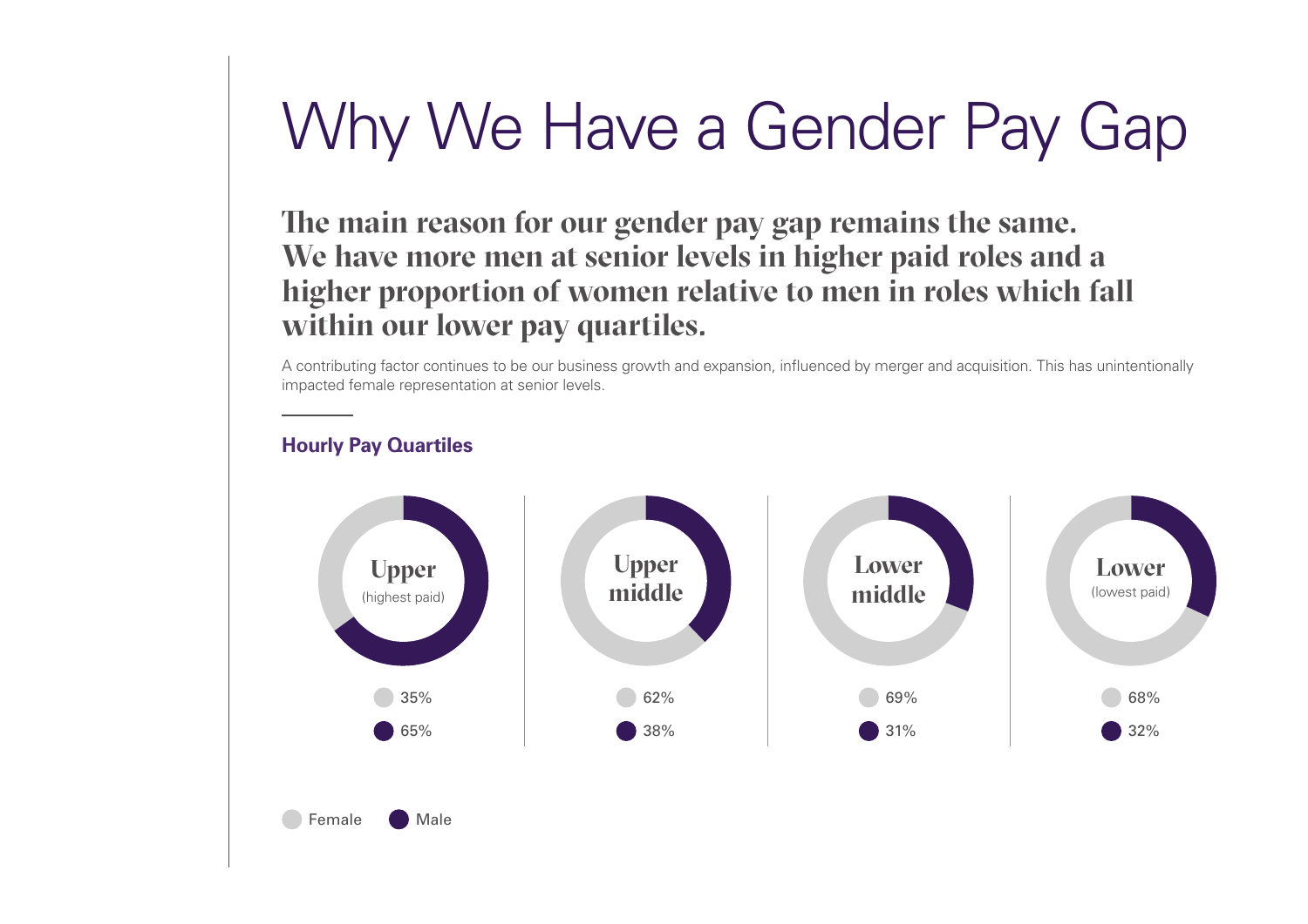# Why We Have a Gender Pay Gap

**The main reason for our gender pay gap remains the same. We have more men at senior levels in higher paid roles and a higher proportion of women relative to men in roles which fall within our lower pay quartiles.**

A contributing factor continues to be our business growth and expansion, influenced by merger and acquisition. This has unintentionally impacted female representation at senior levels.

## Hourly Pay Quartiles

| Quartile | Female | Male |
|---|---|---|
| Upper (highest paid) | 35% | 65% |
| Upper middle | 62% | 38% |
| Lower middle | 69% | 31% |
| Lower (lowest paid) | 68% | 32% |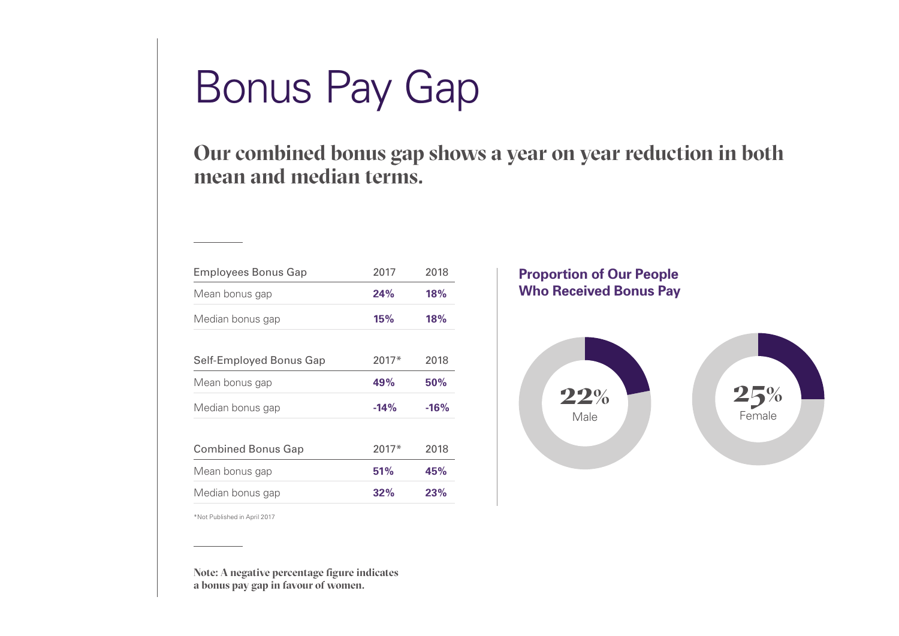# Bonus Pay Gap

## Our combined bonus gap shows a year on year reduction in both mean and median terms.

| Employees Bonus Gap | 2017 | 2018 |
|---|---|---|
| Mean bonus gap | **24%** | **18%** |
| Median bonus gap | **15%** | **18%** |

| Self-Employed Bonus Gap | 2017* | 2018 |
|---|---|---|
| Mean bonus gap | **49%** | **50%** |
| Median bonus gap | **-14%** | **-16%** |

| Combined Bonus Gap | 2017* | 2018 |
|---|---|---|
| Mean bonus gap | **51%** | **45%** |
| Median bonus gap | **32%** | **23%** |

*Not Published in April 2017

**Proportion of Our People Who Received Bonus Pay**

**22%** Male

**25%** Female

**Note: A negative percentage figure indicates a bonus pay gap in favour of women.**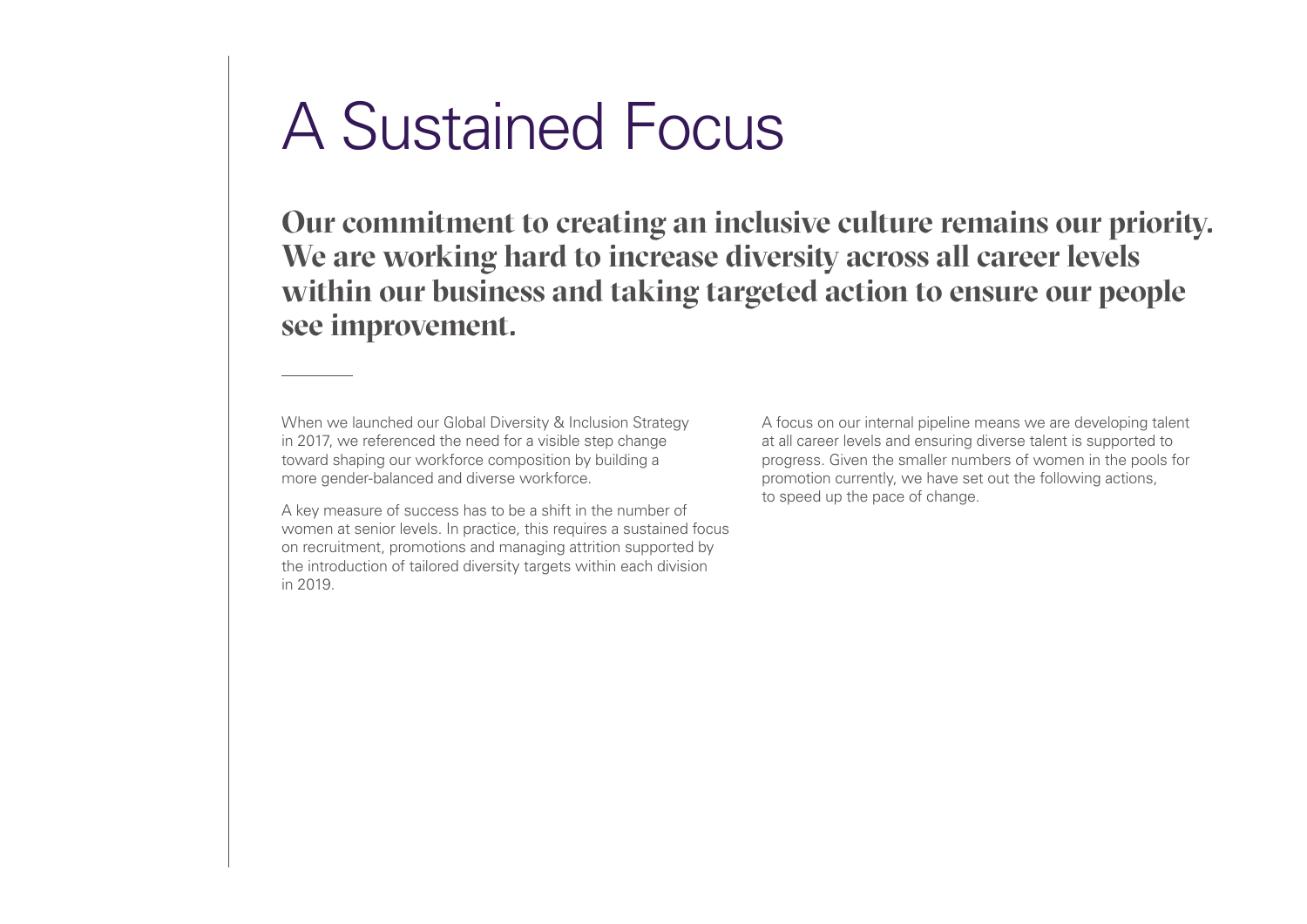# A Sustained Focus

**Our commitment to creating an inclusive culture remains our priority. We are working hard to increase diversity across all career levels within our business and taking targeted action to ensure our people see improvement.**

When we launched our Global Diversity & Inclusion Strategy in 2017, we referenced the need for a visible step change toward shaping our workforce composition by building a more gender-balanced and diverse workforce.

A key measure of success has to be a shift in the number of women at senior levels. In practice, this requires a sustained focus on recruitment, promotions and managing attrition supported by the introduction of tailored diversity targets within each division in 2019.

A focus on our internal pipeline means we are developing talent at all career levels and ensuring diverse talent is supported to progress. Given the smaller numbers of women in the pools for promotion currently, we have set out the following actions, to speed up the pace of change.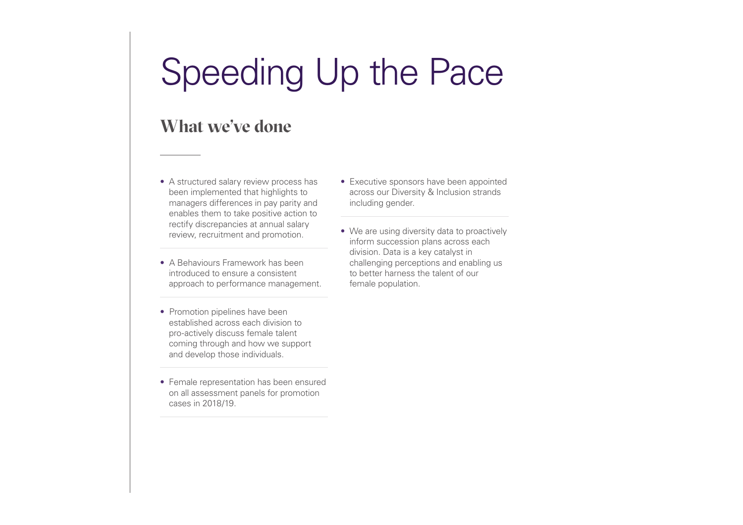# Speeding Up the Pace

## What we've done

- A structured salary review process has been implemented that highlights to managers differences in pay parity and enables them to take positive action to rectify discrepancies at annual salary review, recruitment and promotion.

- A Behaviours Framework has been introduced to ensure a consistent approach to performance management.

- Promotion pipelines have been established across each division to pro-actively discuss female talent coming through and how we support and develop those individuals.

- Female representation has been ensured on all assessment panels for promotion cases in 2018/19.

- Executive sponsors have been appointed across our Diversity & Inclusion strands including gender.

- We are using diversity data to proactively inform succession plans across each division. Data is a key catalyst in challenging perceptions and enabling us to better harness the talent of our female population.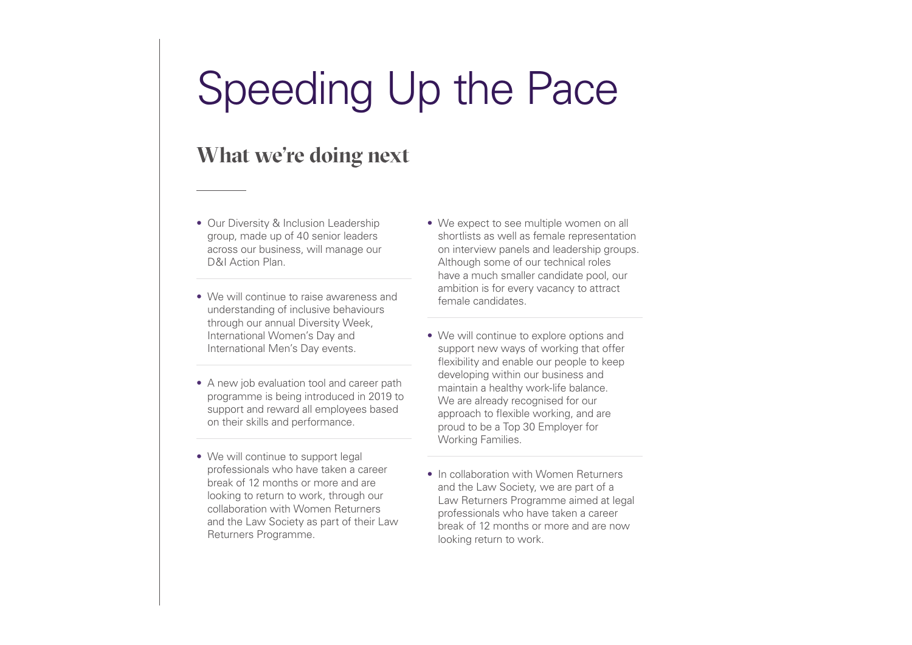# Speeding Up the Pace

## What we're doing next

- Our Diversity & Inclusion Leadership group, made up of 40 senior leaders across our business, will manage our D&I Action Plan.

- We will continue to raise awareness and understanding of inclusive behaviours through our annual Diversity Week, International Women's Day and International Men's Day events.

- A new job evaluation tool and career path programme is being introduced in 2019 to support and reward all employees based on their skills and performance.

- We will continue to support legal professionals who have taken a career break of 12 months or more and are looking to return to work, through our collaboration with Women Returners and the Law Society as part of their Law Returners Programme.

- We expect to see multiple women on all shortlists as well as female representation on interview panels and leadership groups. Although some of our technical roles have a much smaller candidate pool, our ambition is for every vacancy to attract female candidates.

- We will continue to explore options and support new ways of working that offer flexibility and enable our people to keep developing within our business and maintain a healthy work-life balance. We are already recognised for our approach to flexible working, and are proud to be a Top 30 Employer for Working Families.

- In collaboration with Women Returners and the Law Society, we are part of a Law Returners Programme aimed at legal professionals who have taken a career break of 12 months or more and are now looking return to work.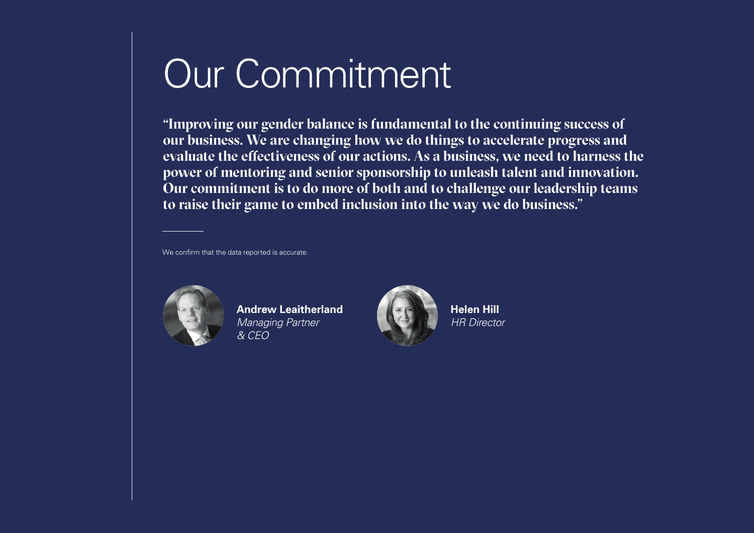# Our Commitment

**"Improving our gender balance is fundamental to the continuing success of our business. We are changing how we do things to accelerate progress and evaluate the effectiveness of our actions. As a business, we need to harness the power of mentoring and senior sponsorship to unleash talent and innovation. Our commitment is to do more of both and to challenge our leadership teams to raise their game to embed inclusion into the way we do business."**

We confirm that the data reported is accurate.

**Andrew Leaitherland**
*Managing Partner & CEO*

**Helen Hill**
*HR Director*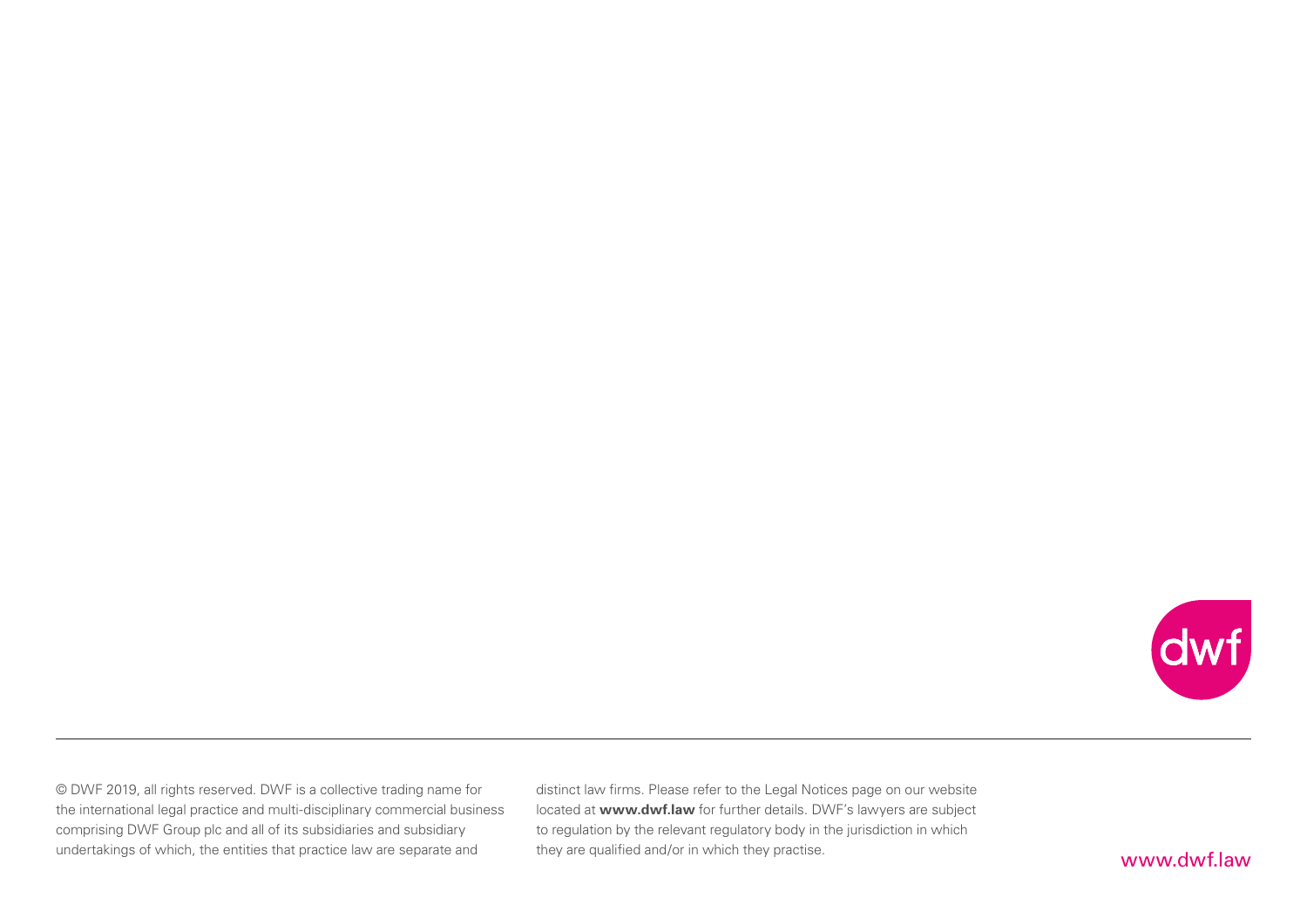dwf

© DWF 2019, all rights reserved. DWF is a collective trading name for the international legal practice and multi-disciplinary commercial business comprising DWF Group plc and all of its subsidiaries and subsidiary undertakings of which, the entities that practice law are separate and distinct law firms. Please refer to the Legal Notices page on our website located at **www.dwf.law** for further details. DWF's lawyers are subject to regulation by the relevant regulatory body in the jurisdiction in which they are qualified and/or in which they practise.

www.dwf.law